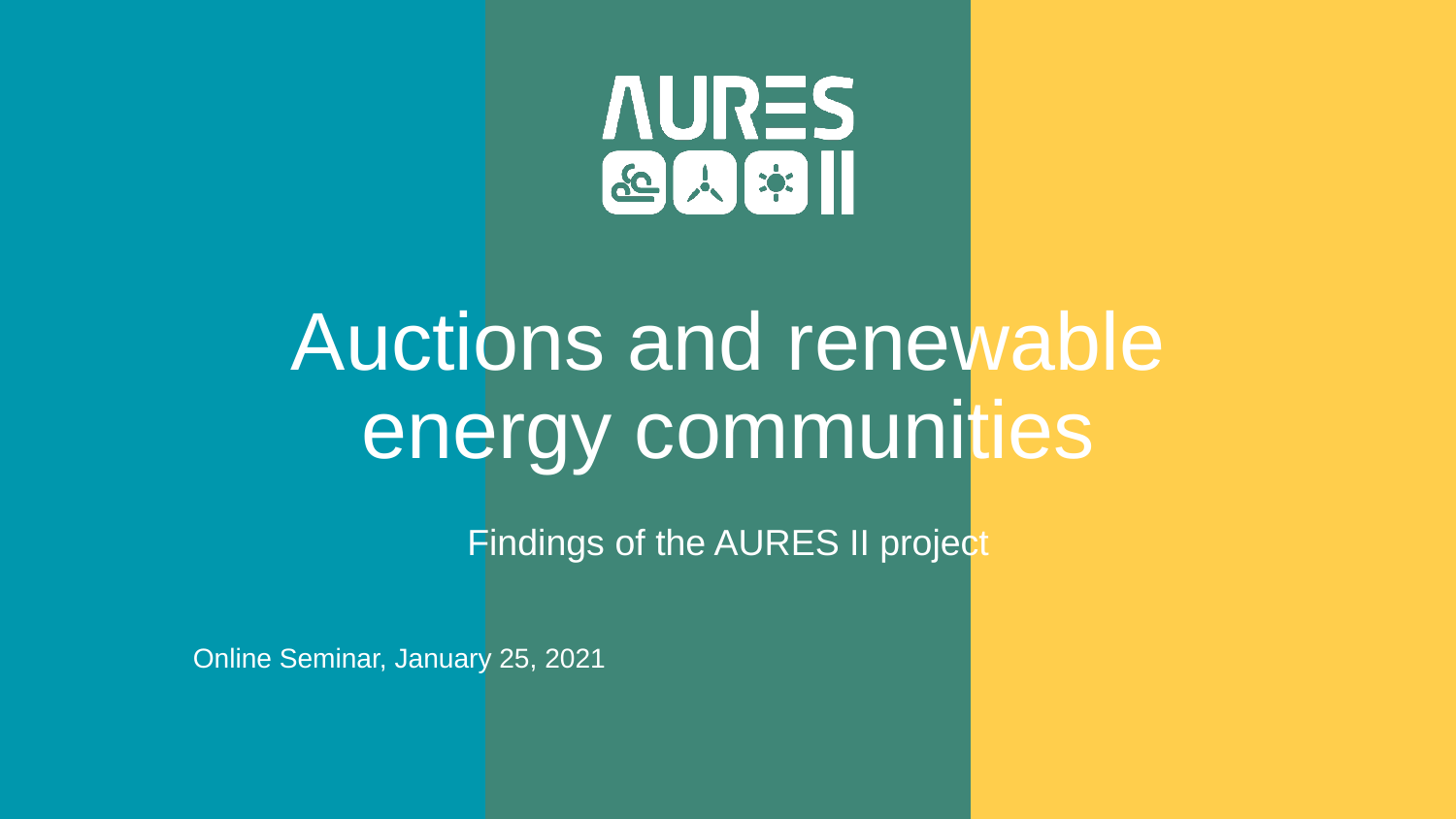AURES II

# Auctions and renewable energy communities

Findings of the AURES II project

Online Seminar, January 25, 2021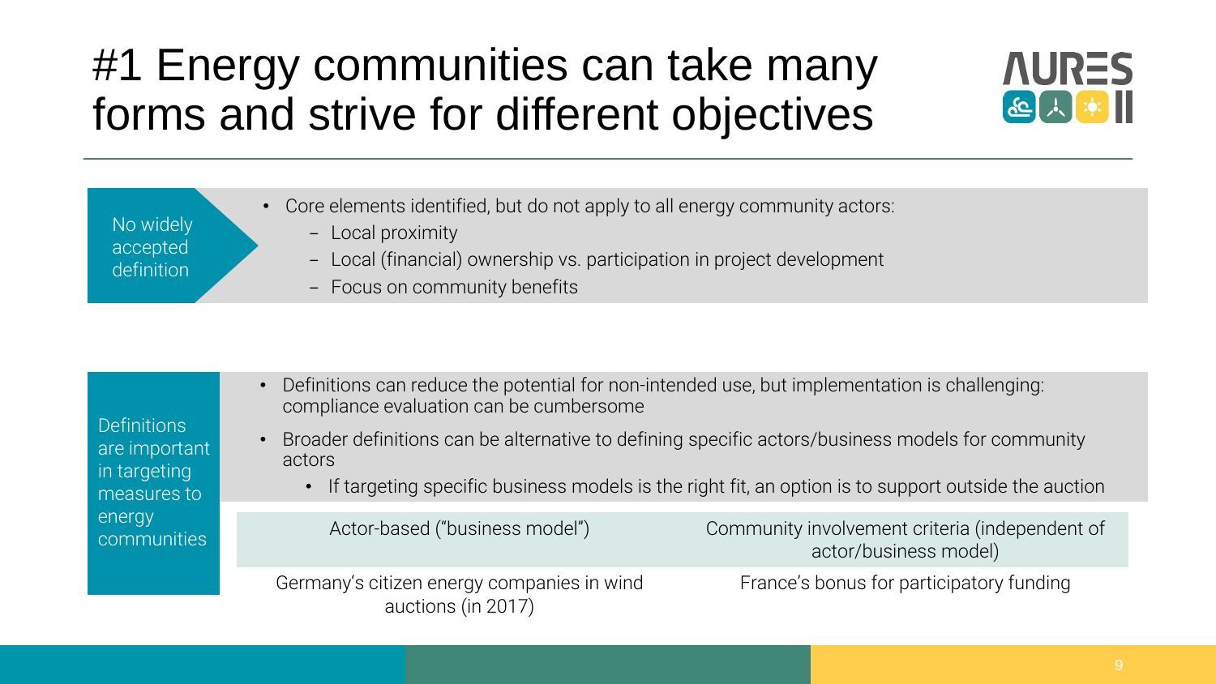# #1 Energy communities can take many forms and strive for different objectives

**No widely accepted definition**

- Core elements identified, but do not apply to all energy community actors:
  - Local proximity
  - Local (financial) ownership vs. participation in project development
  - Focus on community benefits

**Definitions are important in targeting measures to energy communities**

- Definitions can reduce the potential for non-intended use, but implementation is challenging: compliance evaluation can be cumbersome
- Broader definitions can be alternative to defining specific actors/business models for community actors
  - If targeting specific business models is the right fit, an option is to support outside the auction

| Actor-based ("business model") | Community involvement criteria (independent of actor/business model) |
| --- | --- |
| Germany's citizen energy companies in wind auctions (in 2017) | France's bonus for participatory funding |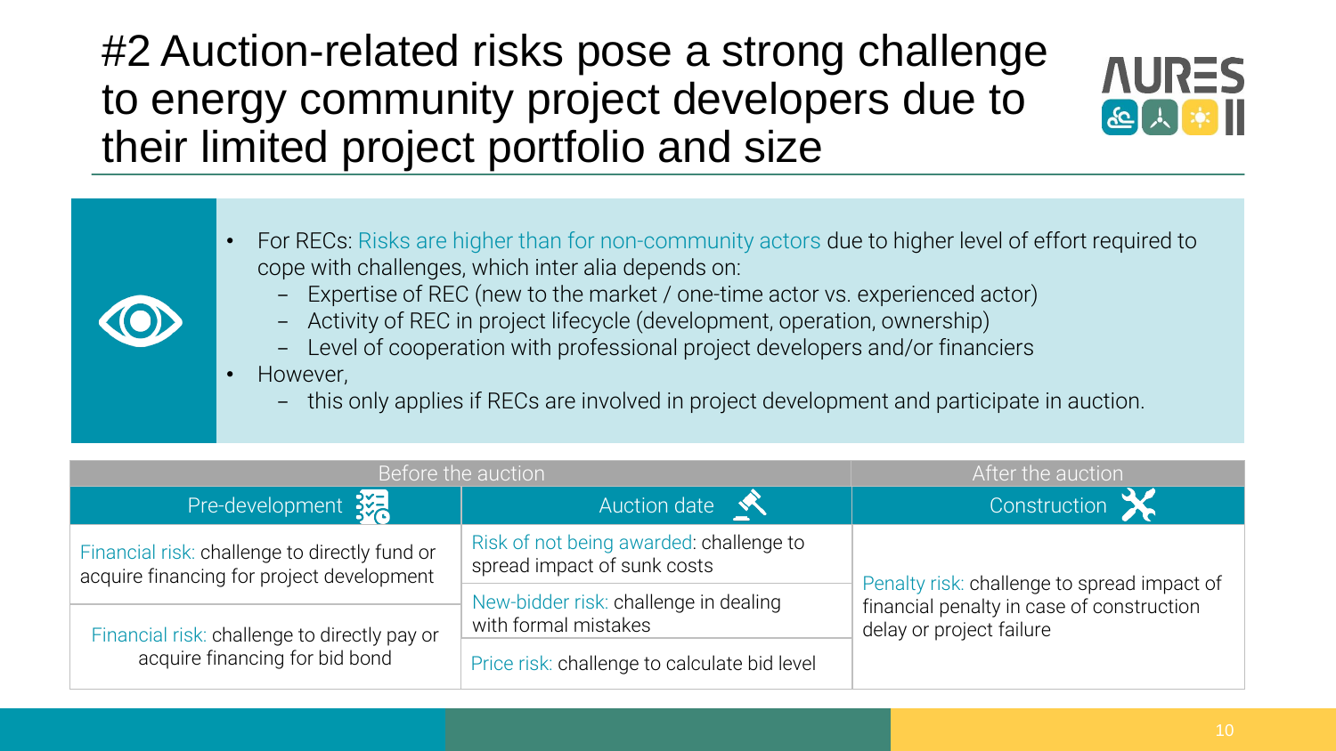# #2 Auction-related risks pose a strong challenge to energy community project developers due to their limited project portfolio and size

- For RECs: Risks are higher than for non-community actors due to higher level of effort required to cope with challenges, which inter alia depends on:
  - Expertise of REC (new to the market / one-time actor vs. experienced actor)
  - Activity of REC in project lifecycle (development, operation, ownership)
  - Level of cooperation with professional project developers and/or financiers
- However,
  - this only applies if RECs are involved in project development and participate in auction.

| Before the auction | | After the auction |
|---|---|---|
| **Pre-development** | **Auction date** | **Construction** |
| Financial risk: challenge to directly fund or acquire financing for project development | Risk of not being awarded: challenge to spread impact of sunk costs | Penalty risk: challenge to spread impact of financial penalty in case of construction delay or project failure |
| Financial risk: challenge to directly pay or acquire financing for bid bond | New-bidder risk: challenge in dealing with formal mistakes | |
| | Price risk: challenge to calculate bid level | |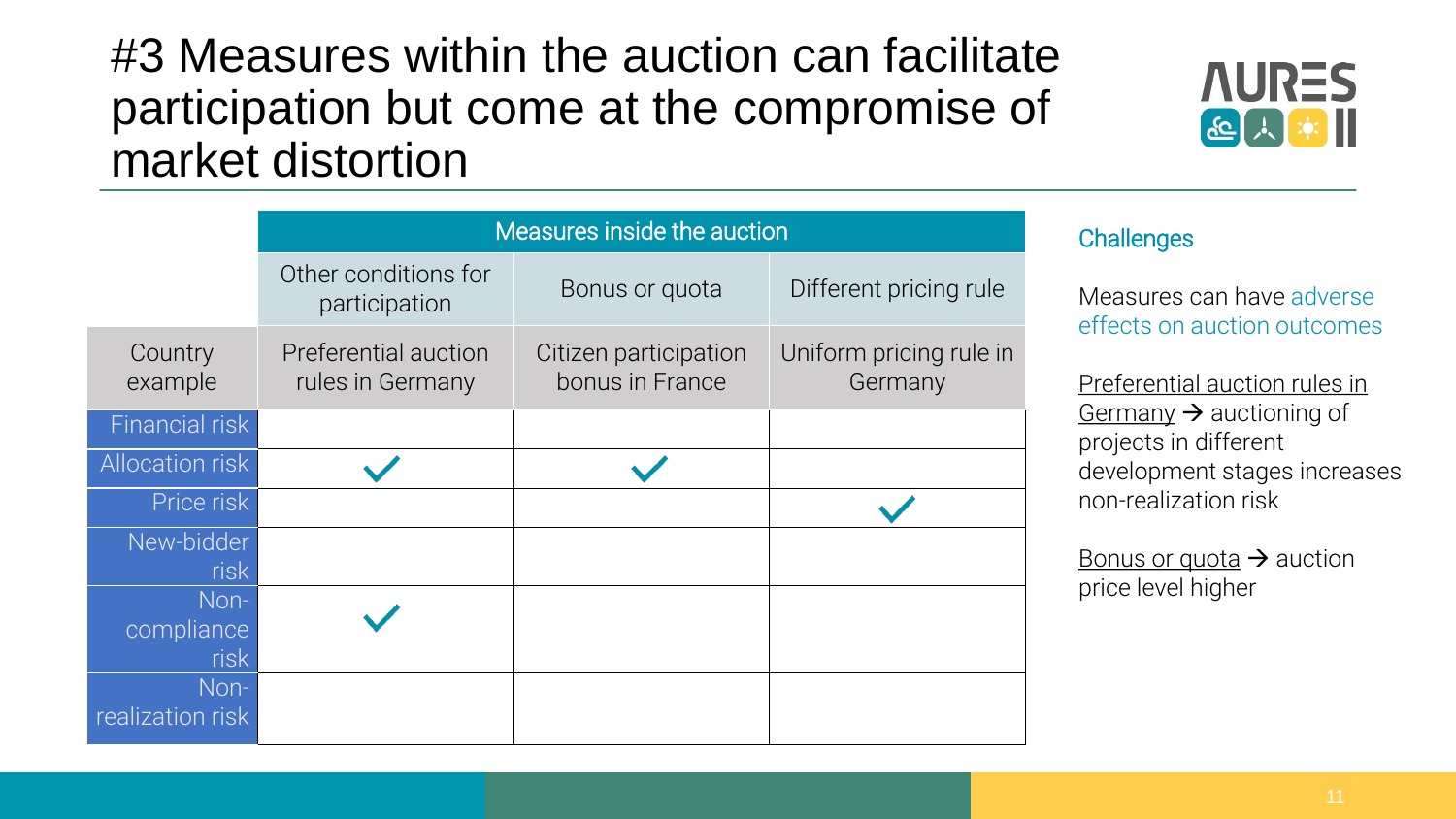# #3 Measures within the auction can facilitate participation but come at the compromise of market distortion

| | Measures inside the auction | | |
|---|---|---|---|
| | Other conditions for participation | Bonus or quota | Different pricing rule |
| Country example | Preferential auction rules in Germany | Citizen participation bonus in France | Uniform pricing rule in Germany |
| Financial risk | | | |
| Allocation risk | ✓ | ✓ | |
| Price risk | | | ✓ |
| New-bidder risk | | | |
| Non-compliance risk | ✓ | | |
| Non-realization risk | | | |

**Challenges**

Measures can have adverse effects on auction outcomes

Preferential auction rules in Germany → auctioning of projects in different development stages increases non-realization risk

Bonus or quota → auction price level higher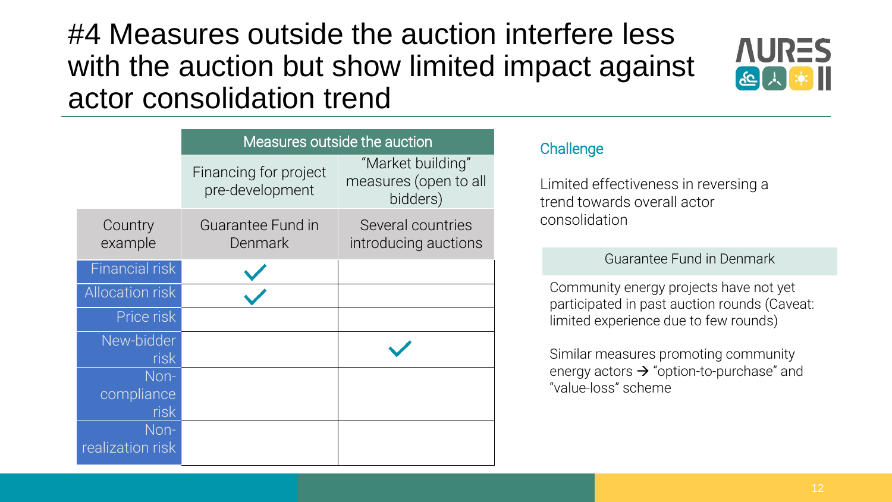# #4 Measures outside the auction interfere less with the auction but show limited impact against actor consolidation trend

| | Measures outside the auction | |
|---|---|---|
| | Financing for project pre-development | "Market building" measures (open to all bidders) |
| Country example | Guarantee Fund in Denmark | Several countries introducing auctions |
| Financial risk | ✓ | |
| Allocation risk | ✓ | |
| Price risk | | |
| New-bidder risk | | ✓ |
| Non-compliance risk | | |
| Non-realization risk | | |

### Challenge

Limited effectiveness in reversing a trend towards overall actor consolidation

**Guarantee Fund in Denmark**

Community energy projects have not yet participated in past auction rounds (Caveat: limited experience due to few rounds)

Similar measures promoting community energy actors → "option-to-purchase" and "value-loss" scheme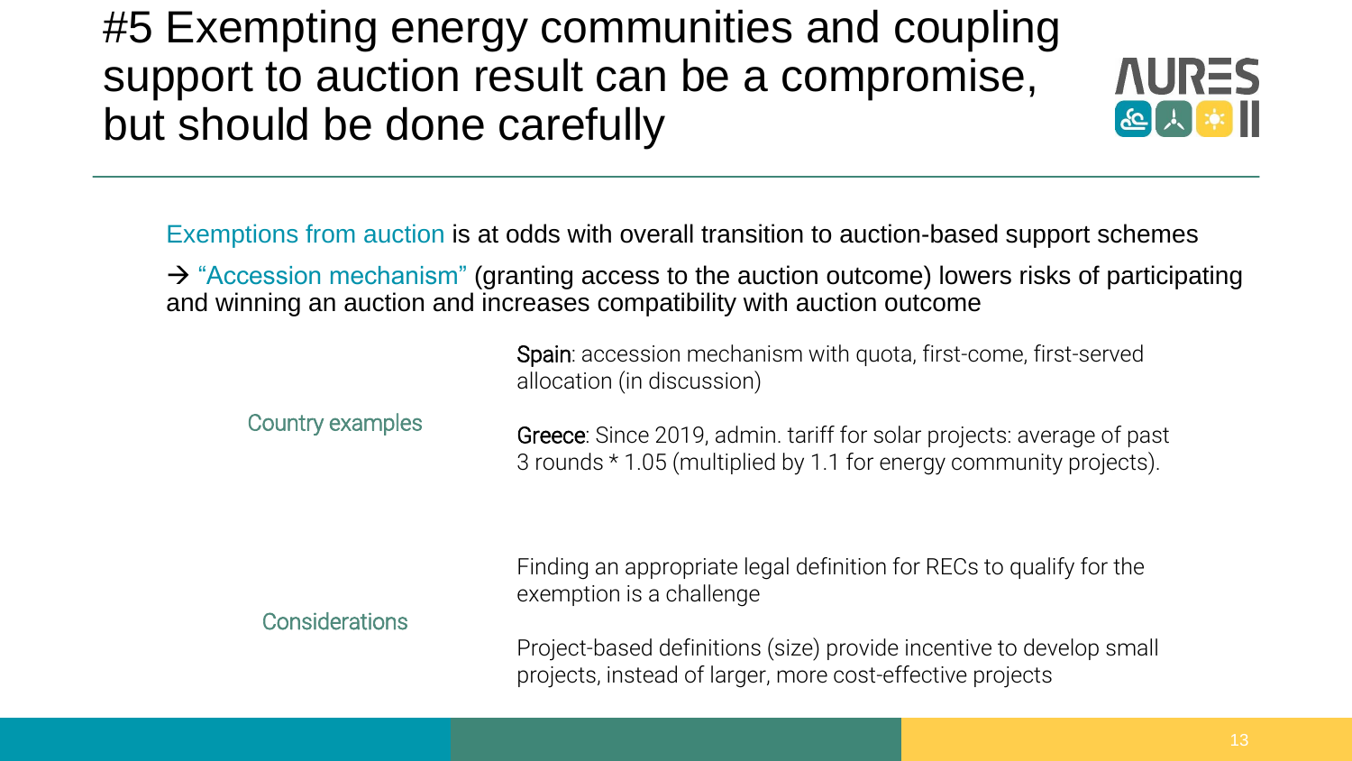# #5 Exempting energy communities and coupling support to auction result can be a compromise, but should be done carefully

Exemptions from auction is at odds with overall transition to auction-based support schemes

→ "Accession mechanism" (granting access to the auction outcome) lowers risks of participating and winning an auction and increases compatibility with auction outcome

**Country examples**

- **Spain**: accession mechanism with quota, first-come, first-served allocation (in discussion)
- **Greece**: Since 2019, admin. tariff for solar projects: average of past 3 rounds * 1.05 (multiplied by 1.1 for energy community projects).

**Considerations**

- Finding an appropriate legal definition for RECs to qualify for the exemption is a challenge
- Project-based definitions (size) provide incentive to develop small projects, instead of larger, more cost-effective projects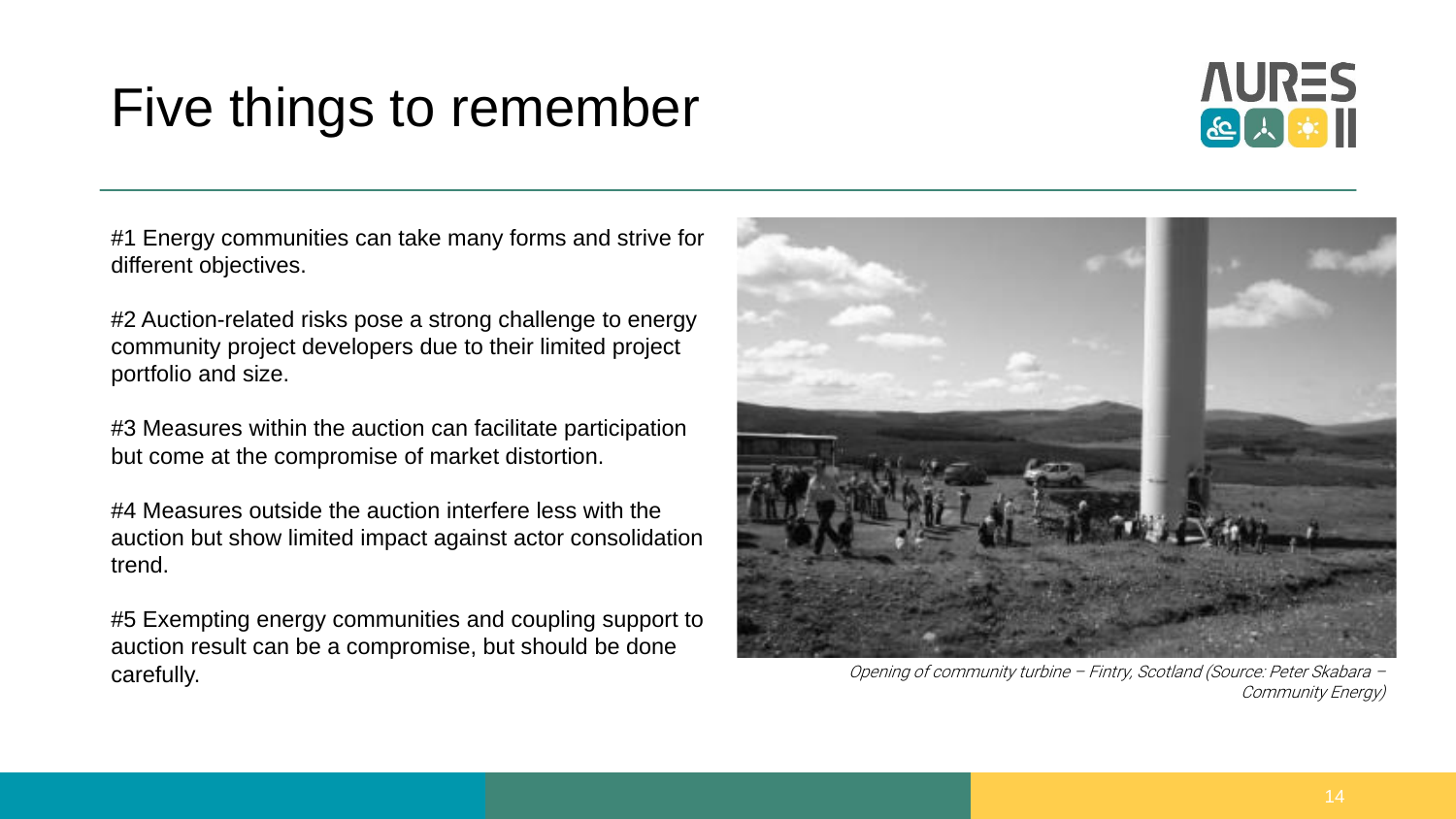# Five things to remember

#1 Energy communities can take many forms and strive for different objectives.

#2 Auction-related risks pose a strong challenge to energy community project developers due to their limited project portfolio and size.

#3 Measures within the auction can facilitate participation but come at the compromise of market distortion.

#4 Measures outside the auction interfere less with the auction but show limited impact against actor consolidation trend.

#5 Exempting energy communities and coupling support to auction result can be a compromise, but should be done carefully.

*Opening of community turbine – Fintry, Scotland (Source: Peter Skabara – Community Energy)*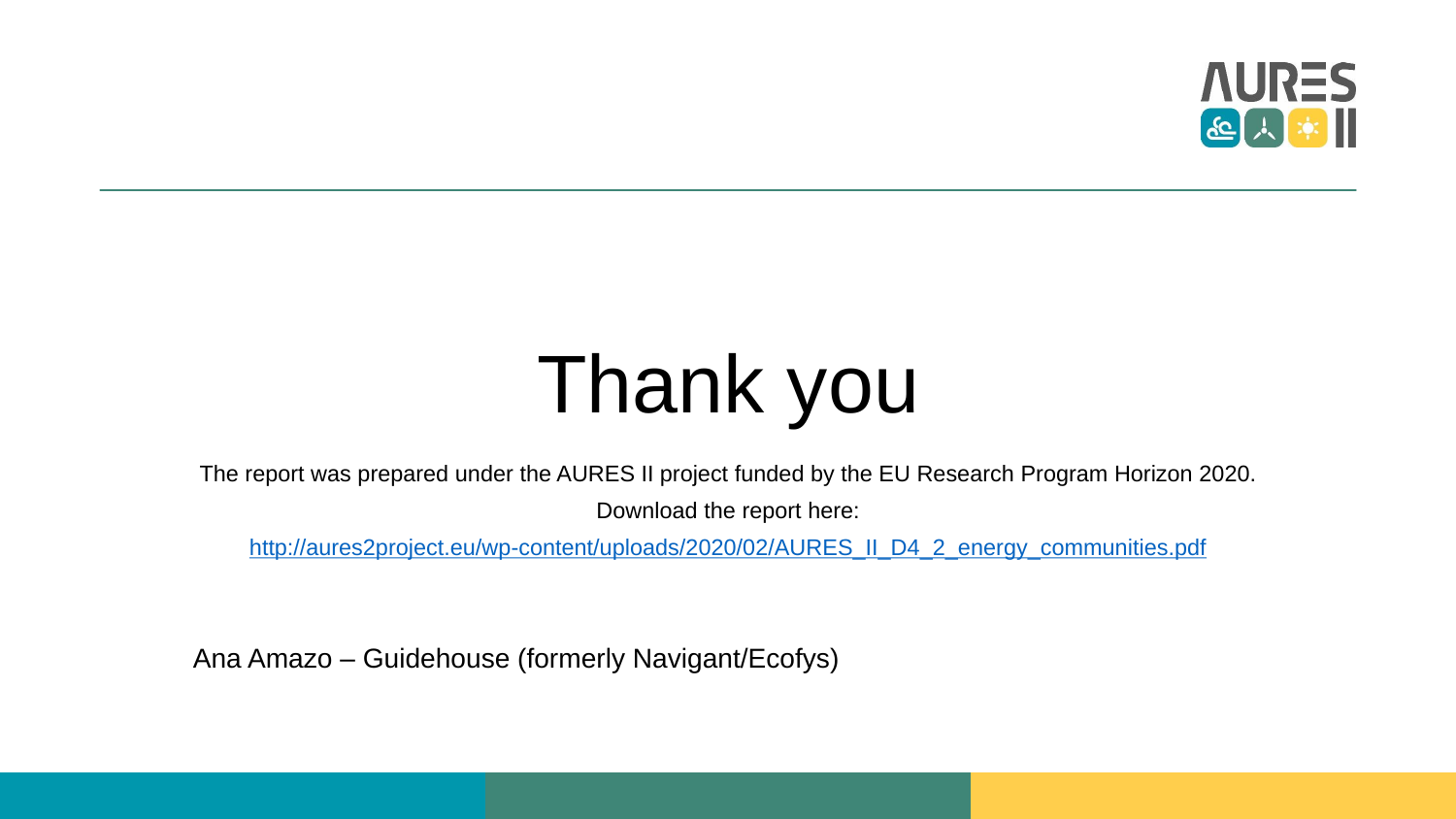# Thank you

The report was prepared under the AURES II project funded by the EU Research Program Horizon 2020.

Download the report here:

http://aures2project.eu/wp-content/uploads/2020/02/AURES_II_D4_2_energy_communities.pdf

Ana Amazo – Guidehouse (formerly Navigant/Ecofys)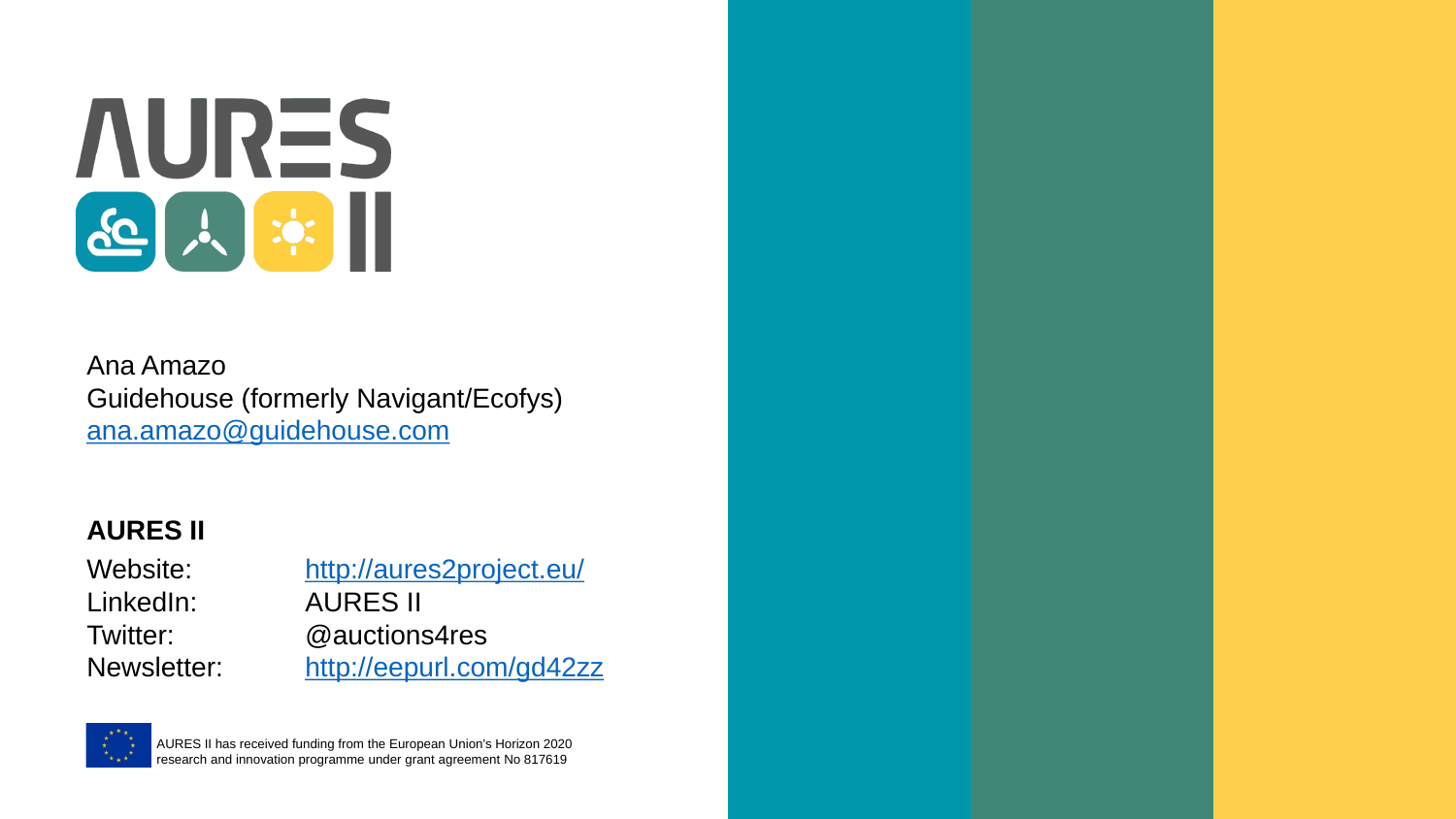# AURES II

Ana Amazo
Guidehouse (formerly Navigant/Ecofys)
ana.amazo@guidehouse.com

**AURES II**

| | |
|---|---|
| Website: | http://aures2project.eu/ |
| LinkedIn: | AURES II |
| Twitter: | @auctions4res |
| Newsletter: | http://eepurl.com/gd42zz |

AURES II has received funding from the European Union's Horizon 2020 research and innovation programme under grant agreement No 817619